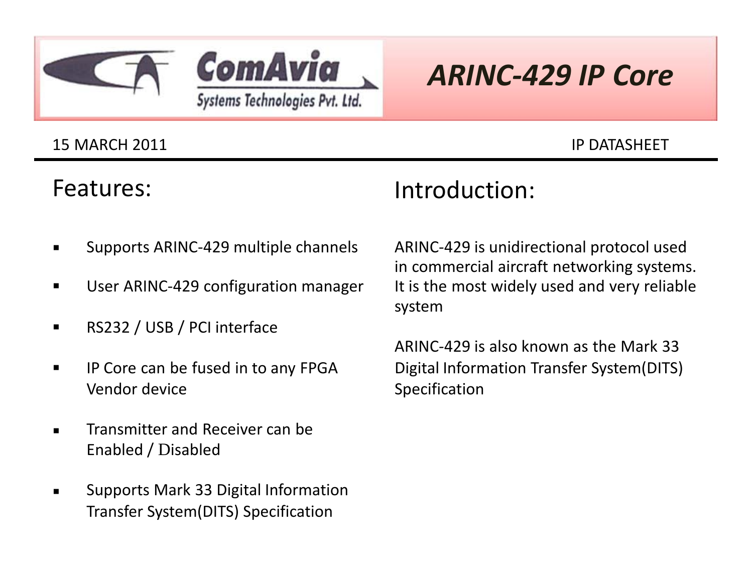ComAvia
Systems Technologies Pvt. Ltd.

# *ARINC-429 IP Core*

15 MARCH 2011 IP DATASHEET

## Features:

- Supports ARINC-429 multiple channels
- User ARINC-429 configuration manager
- RS232 / USB / PCI interface
- IP Core can be fused in to any FPGA Vendor device
- Transmitter and Receiver can be Enabled / Disabled
- Supports Mark 33 Digital Information Transfer System(DITS) Specification

## Introduction:

ARINC-429 is unidirectional protocol used in commercial aircraft networking systems. It is the most widely used and very reliable system

ARINC-429 is also known as the Mark 33 Digital Information Transfer System(DITS) Specification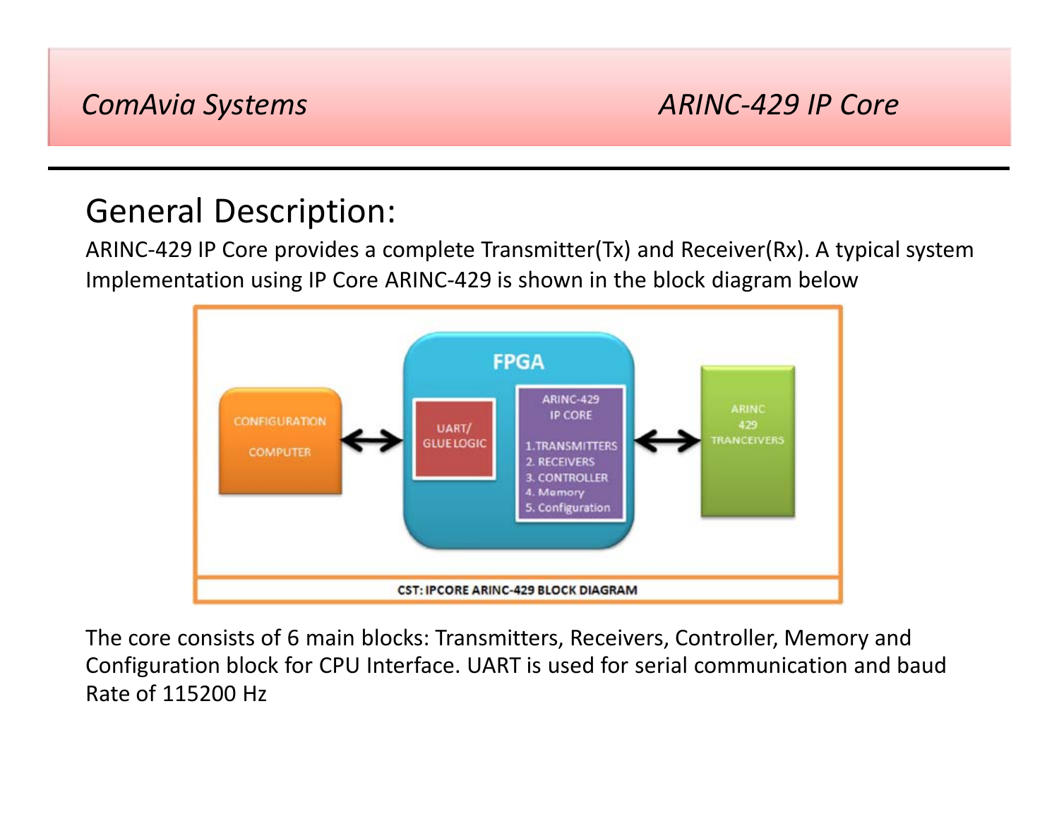## General Description:

ARINC-429 IP Core provides a complete Transmitter(Tx) and Receiver(Rx). A typical system Implementation using IP Core ARINC-429 is shown in the block diagram below

CST: IPCORE ARINC-429 BLOCK DIAGRAM

The core consists of 6 main blocks: Transmitters, Receivers, Controller, Memory and Configuration block for CPU Interface. UART is used for serial communication and baud Rate of 115200 Hz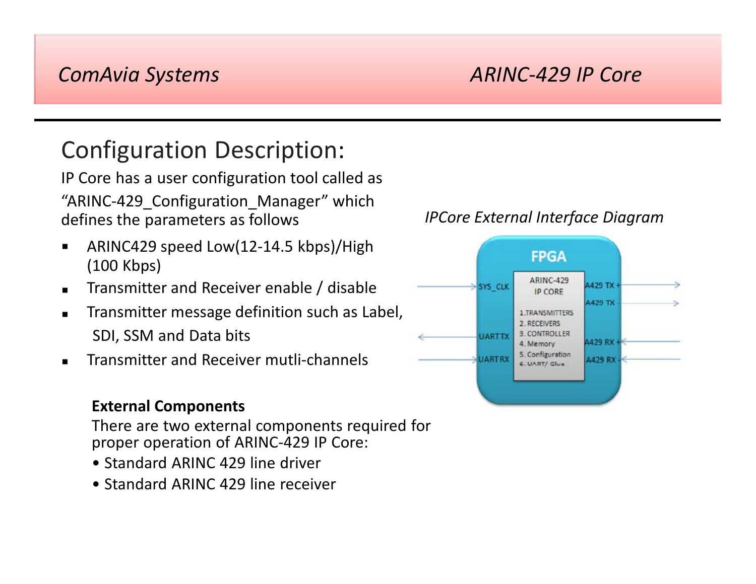## Configuration Description:

IP Core has a user configuration tool called as "ARINC-429_Configuration_Manager" which defines the parameters as follows

- ARINC429 speed Low(12-14.5 kbps)/High (100 Kbps)
- Transmitter and Receiver enable / disable
- Transmitter message definition such as Label, SDI, SSM and Data bits
- Transmitter and Receiver mutli-channels

*IPCore External Interface Diagram*

FPGA

ARINC-429 IP CORE

1. TRANSMITTERS
2. RECEIVERS
3. CONTROLLER
4. Memory
5. Configuration
6. UART/ Glue

SYS_CLK, UART TX, UART RX, A429 TX +, A429 TX -, A429 RX +, A429 RX -

**External Components**

There are two external components required for proper operation of ARINC-429 IP Core:

- Standard ARINC 429 line driver
- Standard ARINC 429 line receiver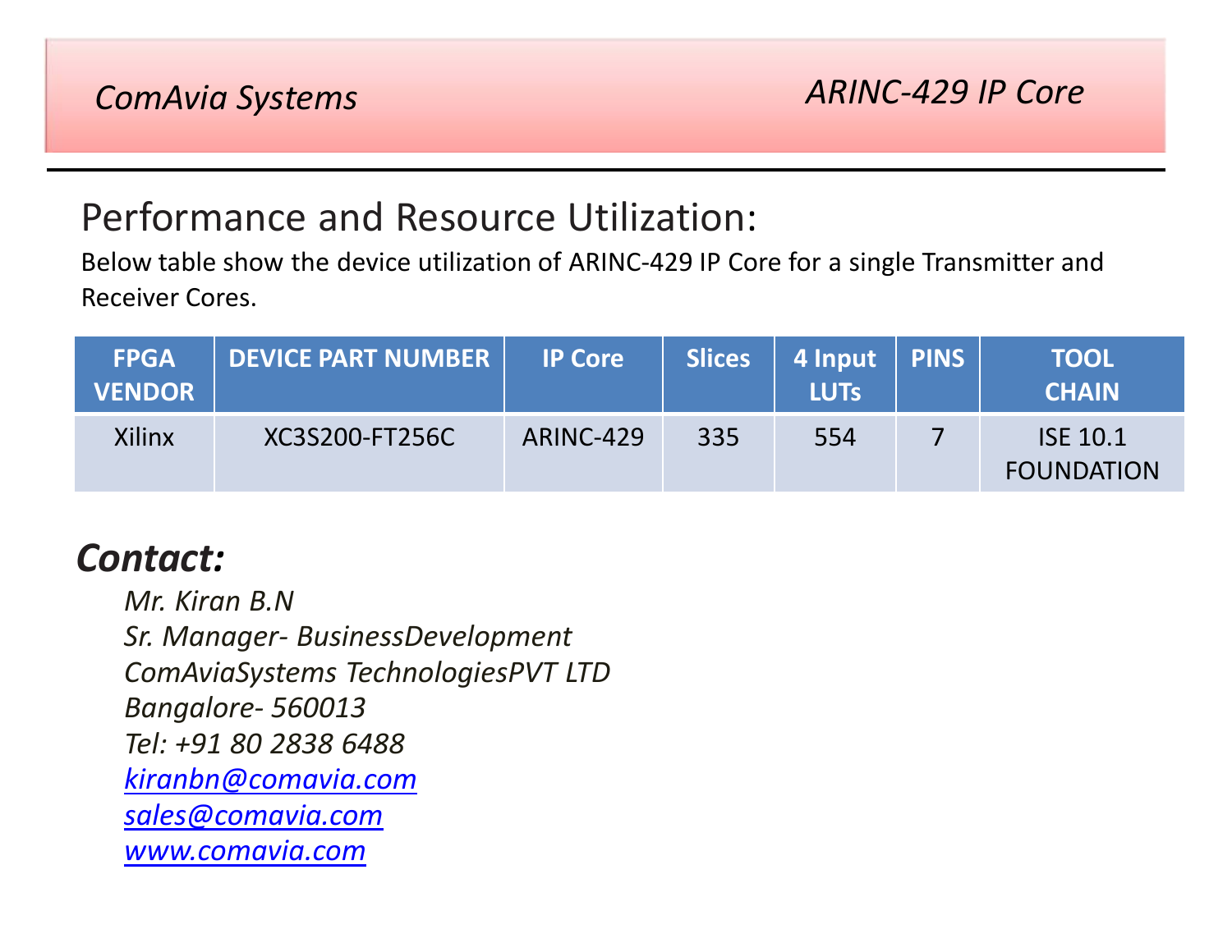## Performance and Resource Utilization:

Below table show the device utilization of ARINC-429 IP Core for a single Transmitter and Receiver Cores.

| FPGA VENDOR | DEVICE PART NUMBER | IP Core | Slices | 4 Input LUTs | PINS | TOOL CHAIN |
| --- | --- | --- | --- | --- | --- | --- |
| Xilinx | XC3S200-FT256C | ARINC-429 | 335 | 554 | 7 | ISE 10.1 FOUNDATION |

## *Contact:*

*Mr. Kiran B.N*
*Sr. Manager- BusinessDevelopment*
*ComAviaSystems TechnologiesPVT LTD*
*Bangalore- 560013*
*Tel: +91 80 2838 6488*
*kiranbn@comavia.com*
*sales@comavia.com*
*www.comavia.com*